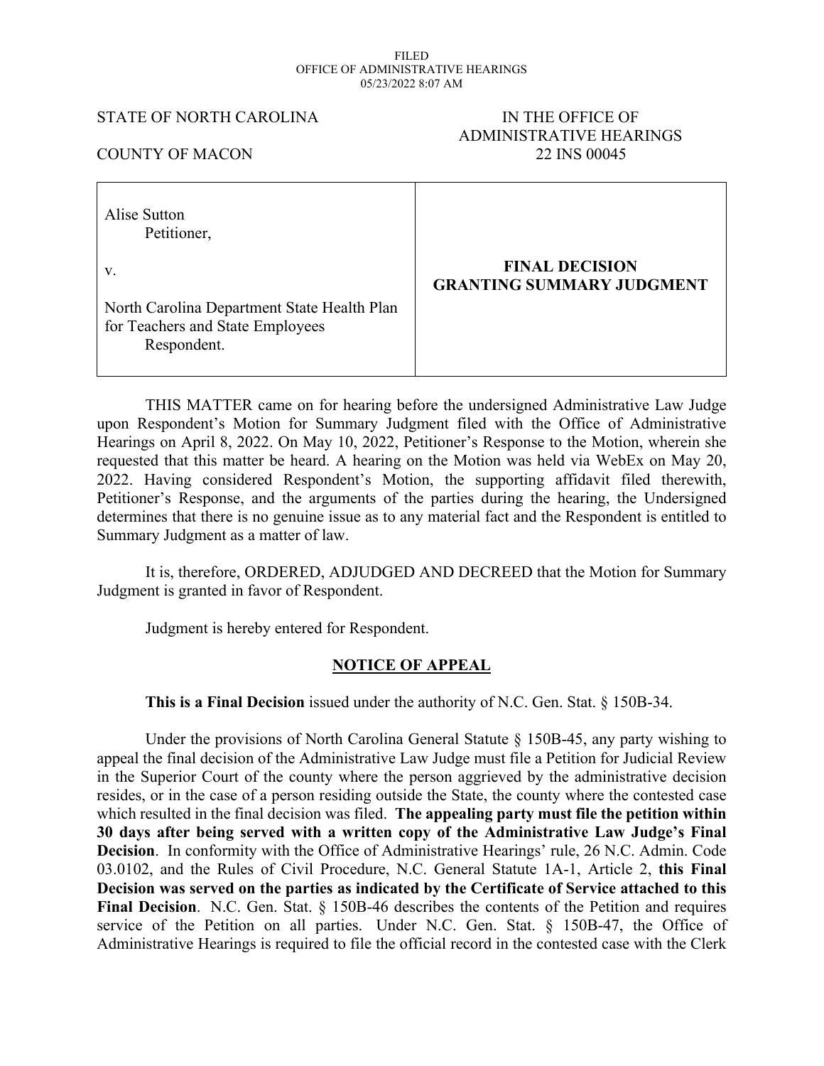FILED
OFFICE OF ADMINISTRATIVE HEARINGS
05/23/2022 8:07 AM

STATE OF NORTH CAROLINA

COUNTY OF MACON

IN THE OFFICE OF
ADMINISTRATIVE HEARINGS
22 INS 00045

| Alise Sutton<br>Petitioner,<br><br>v.<br><br>North Carolina Department State Health Plan for Teachers and State Employees<br>Respondent. | **FINAL DECISION GRANTING SUMMARY JUDGMENT** |
|---|---|

THIS MATTER came on for hearing before the undersigned Administrative Law Judge upon Respondent's Motion for Summary Judgment filed with the Office of Administrative Hearings on April 8, 2022. On May 10, 2022, Petitioner's Response to the Motion, wherein she requested that this matter be heard. A hearing on the Motion was held via WebEx on May 20, 2022. Having considered Respondent's Motion, the supporting affidavit filed therewith, Petitioner's Response, and the arguments of the parties during the hearing, the Undersigned determines that there is no genuine issue as to any material fact and the Respondent is entitled to Summary Judgment as a matter of law.

It is, therefore, ORDERED, ADJUDGED AND DECREED that the Motion for Summary Judgment is granted in favor of Respondent.

Judgment is hereby entered for Respondent.

## NOTICE OF APPEAL

**This is a Final Decision** issued under the authority of N.C. Gen. Stat. § 150B-34.

Under the provisions of North Carolina General Statute § 150B-45, any party wishing to appeal the final decision of the Administrative Law Judge must file a Petition for Judicial Review in the Superior Court of the county where the person aggrieved by the administrative decision resides, or in the case of a person residing outside the State, the county where the contested case which resulted in the final decision was filed. **The appealing party must file the petition within 30 days after being served with a written copy of the Administrative Law Judge's Final Decision**. In conformity with the Office of Administrative Hearings' rule, 26 N.C. Admin. Code 03.0102, and the Rules of Civil Procedure, N.C. General Statute 1A-1, Article 2, **this Final Decision was served on the parties as indicated by the Certificate of Service attached to this Final Decision**. N.C. Gen. Stat. § 150B-46 describes the contents of the Petition and requires service of the Petition on all parties. Under N.C. Gen. Stat. § 150B-47, the Office of Administrative Hearings is required to file the official record in the contested case with the Clerk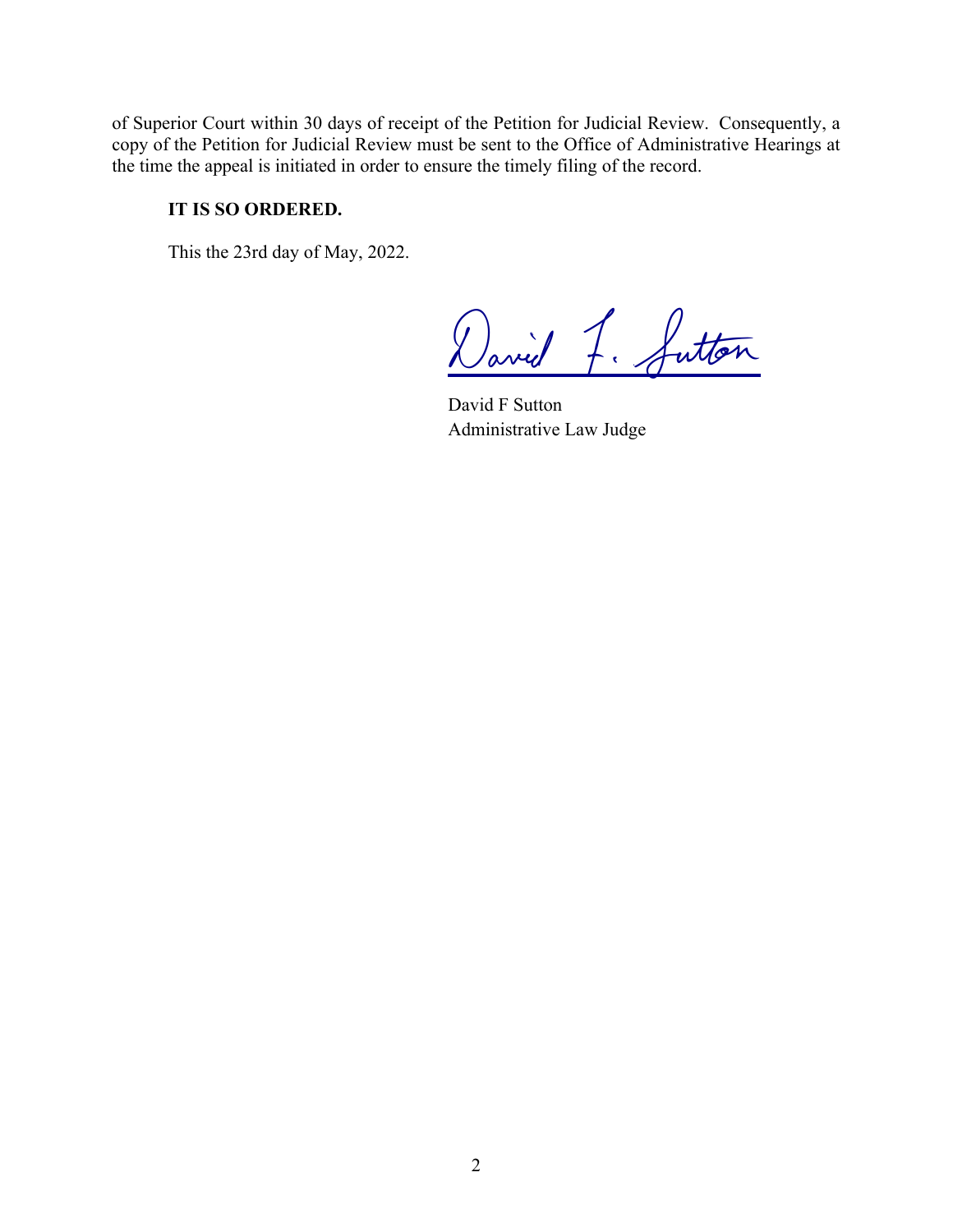of Superior Court within 30 days of receipt of the Petition for Judicial Review. Consequently, a copy of the Petition for Judicial Review must be sent to the Office of Administrative Hearings at the time the appeal is initiated in order to ensure the timely filing of the record.

**IT IS SO ORDERED.**

This the 23rd day of May, 2022.

David F. Sutton

David F Sutton
Administrative Law Judge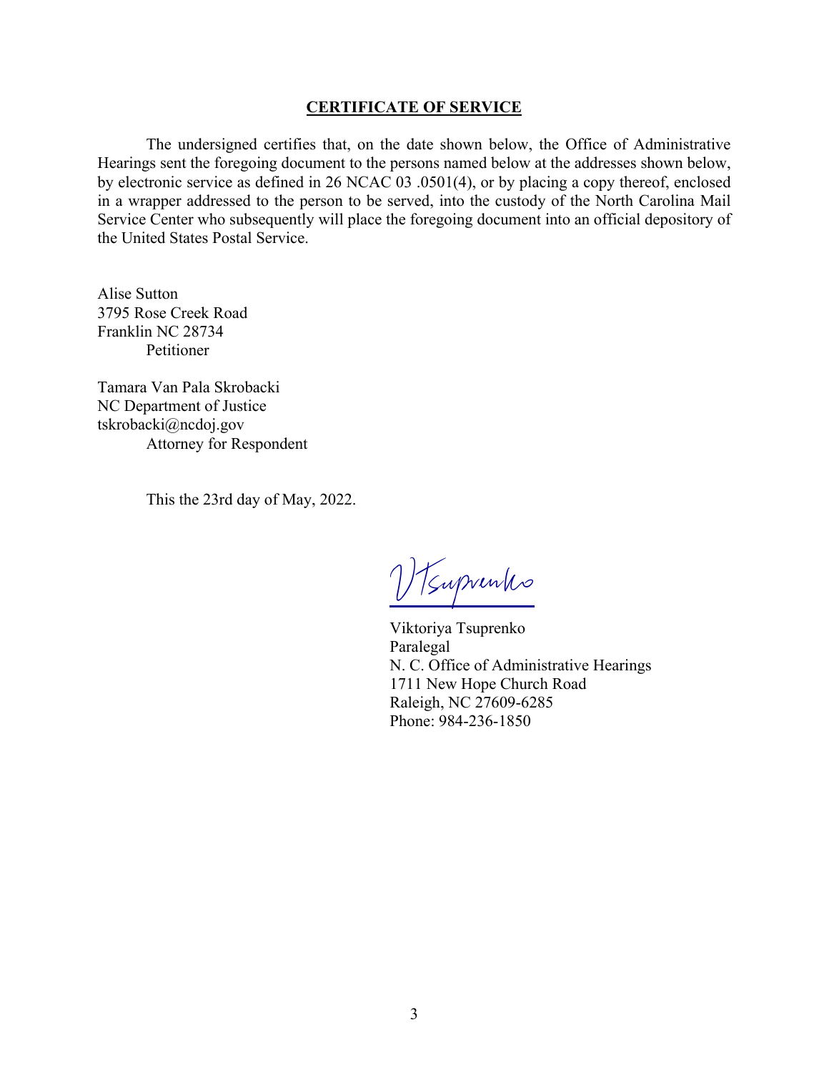## CERTIFICATE OF SERVICE

The undersigned certifies that, on the date shown below, the Office of Administrative Hearings sent the foregoing document to the persons named below at the addresses shown below, by electronic service as defined in 26 NCAC 03 .0501(4), or by placing a copy thereof, enclosed in a wrapper addressed to the person to be served, into the custody of the North Carolina Mail Service Center who subsequently will place the foregoing document into an official depository of the United States Postal Service.

Alise Sutton
3795 Rose Creek Road
Franklin NC 28734
Petitioner

Tamara Van Pala Skrobacki
NC Department of Justice
tskrobacki@ncdoj.gov
Attorney for Respondent

This the 23rd day of May, 2022.

V Tsuprenko

Viktoriya Tsuprenko
Paralegal
N. C. Office of Administrative Hearings
1711 New Hope Church Road
Raleigh, NC 27609-6285
Phone: 984-236-1850